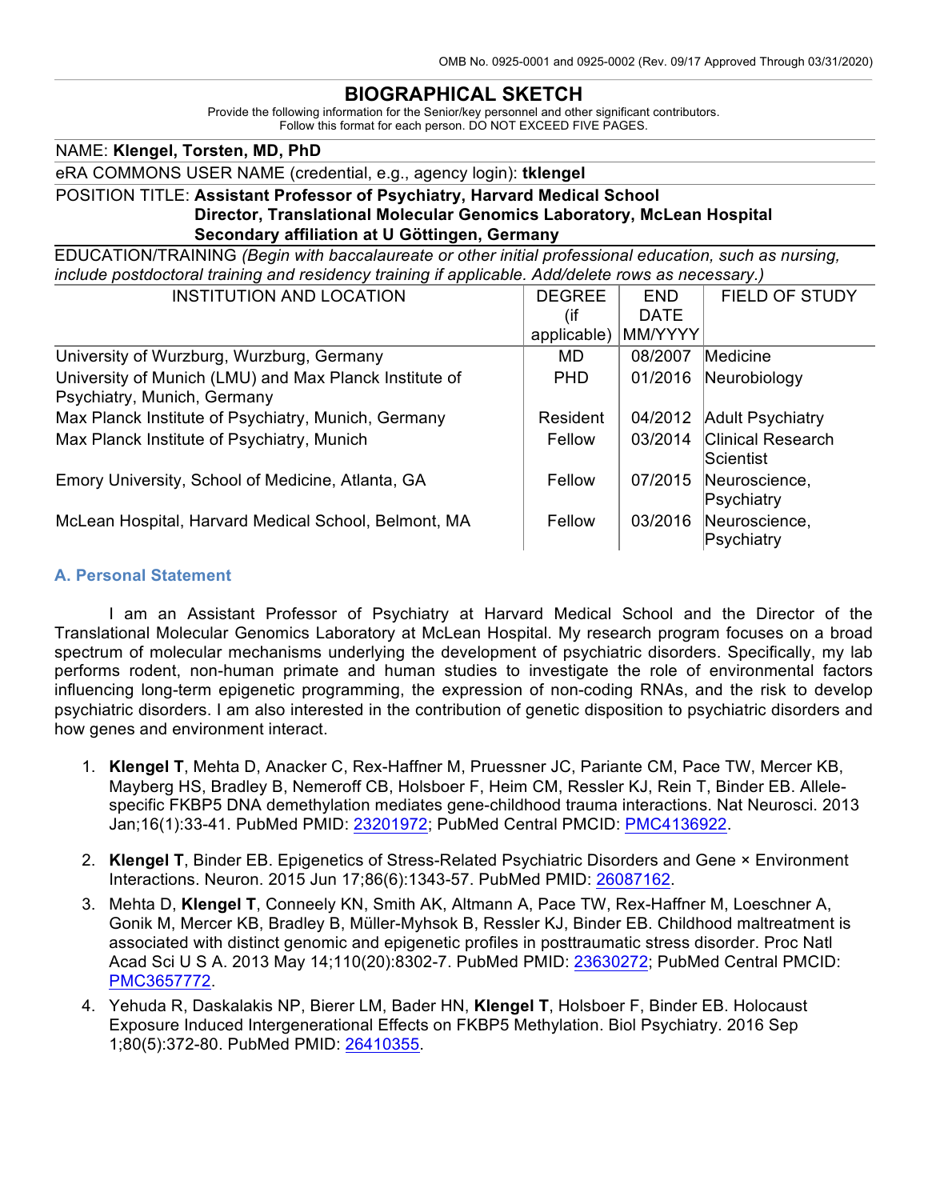OMB No. 0925-0001 and 0925-0002 (Rev. 09/17 Approved Through 03/31/2020)

# BIOGRAPHICAL SKETCH

Provide the following information for the Senior/key personnel and other significant contributors.
Follow this format for each person. DO NOT EXCEED FIVE PAGES.

NAME: **Klengel, Torsten, MD, PhD**

eRA COMMONS USER NAME (credential, e.g., agency login): **tklengel**

POSITION TITLE: **Assistant Professor of Psychiatry, Harvard Medical School**
**Director, Translational Molecular Genomics Laboratory, McLean Hospital**
**Secondary affiliation at U Göttingen, Germany**

EDUCATION/TRAINING *(Begin with baccalaureate or other initial professional education, such as nursing, include postdoctoral training and residency training if applicable. Add/delete rows as necessary.)*

| INSTITUTION AND LOCATION | DEGREE (if applicable) | END DATE MM/YYYY | FIELD OF STUDY |
|---|---|---|---|
| University of Wurzburg, Wurzburg, Germany | MD | 08/2007 | Medicine |
| University of Munich (LMU) and Max Planck Institute of Psychiatry, Munich, Germany | PHD | 01/2016 | Neurobiology |
| Max Planck Institute of Psychiatry, Munich, Germany | Resident | 04/2012 | Adult Psychiatry |
| Max Planck Institute of Psychiatry, Munich | Fellow | 03/2014 | Clinical Research Scientist |
| Emory University, School of Medicine, Atlanta, GA | Fellow | 07/2015 | Neuroscience, Psychiatry |
| McLean Hospital, Harvard Medical School, Belmont, MA | Fellow | 03/2016 | Neuroscience, Psychiatry |

## A. Personal Statement

I am an Assistant Professor of Psychiatry at Harvard Medical School and the Director of the Translational Molecular Genomics Laboratory at McLean Hospital. My research program focuses on a broad spectrum of molecular mechanisms underlying the development of psychiatric disorders. Specifically, my lab performs rodent, non-human primate and human studies to investigate the role of environmental factors influencing long-term epigenetic programming, the expression of non-coding RNAs, and the risk to develop psychiatric disorders. I am also interested in the contribution of genetic disposition to psychiatric disorders and how genes and environment interact.

1. **Klengel T**, Mehta D, Anacker C, Rex-Haffner M, Pruessner JC, Pariante CM, Pace TW, Mercer KB, Mayberg HS, Bradley B, Nemeroff CB, Holsboer F, Heim CM, Ressler KJ, Rein T, Binder EB. Allele-specific FKBP5 DNA demethylation mediates gene-childhood trauma interactions. Nat Neurosci. 2013 Jan;16(1):33-41. PubMed PMID: 23201972; PubMed Central PMCID: PMC4136922.
2. **Klengel T**, Binder EB. Epigenetics of Stress-Related Psychiatric Disorders and Gene × Environment Interactions. Neuron. 2015 Jun 17;86(6):1343-57. PubMed PMID: 26087162.
3. Mehta D, **Klengel T**, Conneely KN, Smith AK, Altmann A, Pace TW, Rex-Haffner M, Loeschner A, Gonik M, Mercer KB, Bradley B, Müller-Myhsok B, Ressler KJ, Binder EB. Childhood maltreatment is associated with distinct genomic and epigenetic profiles in posttraumatic stress disorder. Proc Natl Acad Sci U S A. 2013 May 14;110(20):8302-7. PubMed PMID: 23630272; PubMed Central PMCID: PMC3657772.
4. Yehuda R, Daskalakis NP, Bierer LM, Bader HN, **Klengel T**, Holsboer F, Binder EB. Holocaust Exposure Induced Intergenerational Effects on FKBP5 Methylation. Biol Psychiatry. 2016 Sep 1;80(5):372-80. PubMed PMID: 26410355.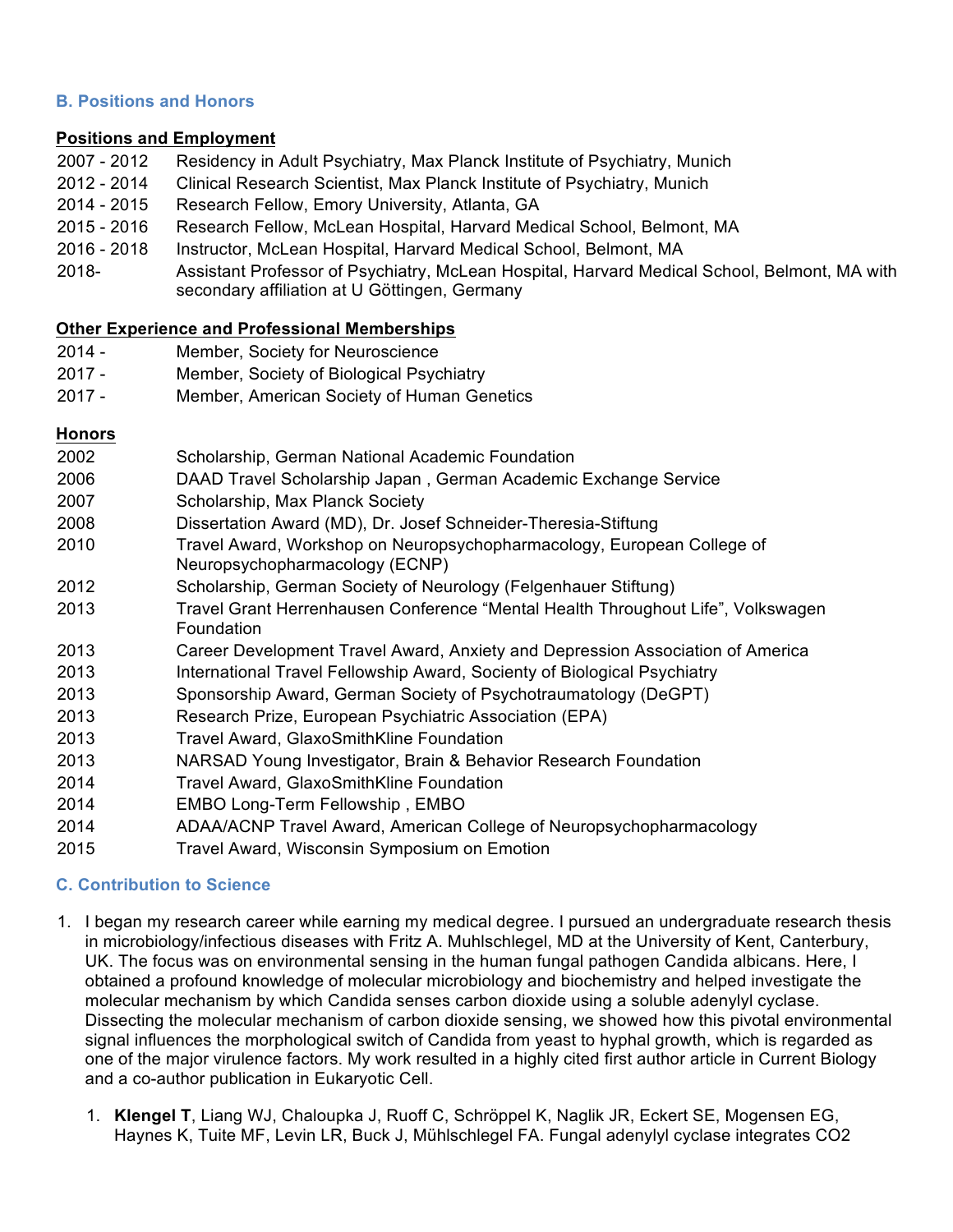### B. Positions and Honors

**Positions and Employment**

2007 - 2012 Residency in Adult Psychiatry, Max Planck Institute of Psychiatry, Munich
2012 - 2014 Clinical Research Scientist, Max Planck Institute of Psychiatry, Munich
2014 - 2015 Research Fellow, Emory University, Atlanta, GA
2015 - 2016 Research Fellow, McLean Hospital, Harvard Medical School, Belmont, MA
2016 - 2018 Instructor, McLean Hospital, Harvard Medical School, Belmont, MA
2018- Assistant Professor of Psychiatry, McLean Hospital, Harvard Medical School, Belmont, MA with secondary affiliation at U Göttingen, Germany

**Other Experience and Professional Memberships**

2014 - Member, Society for Neuroscience
2017 - Member, Society of Biological Psychiatry
2017 - Member, American Society of Human Genetics

**Honors**

2002 Scholarship, German National Academic Foundation
2006 DAAD Travel Scholarship Japan , German Academic Exchange Service
2007 Scholarship, Max Planck Society
2008 Dissertation Award (MD), Dr. Josef Schneider-Theresia-Stiftung
2010 Travel Award, Workshop on Neuropsychopharmacology, European College of Neuropsychopharmacology (ECNP)
2012 Scholarship, German Society of Neurology (Felgenhauer Stiftung)
2013 Travel Grant Herrenhausen Conference "Mental Health Throughout Life", Volkswagen Foundation
2013 Career Development Travel Award, Anxiety and Depression Association of America
2013 International Travel Fellowship Award, Society of Biological Psychiatry
2013 Sponsorship Award, German Society of Psychotraumatology (DeGPT)
2013 Research Prize, European Psychiatric Association (EPA)
2013 Travel Award, GlaxoSmithKline Foundation
2013 NARSAD Young Investigator, Brain & Behavior Research Foundation
2014 Travel Award, GlaxoSmithKline Foundation
2014 EMBO Long-Term Fellowship , EMBO
2014 ADAA/ACNP Travel Award, American College of Neuropsychopharmacology
2015 Travel Award, Wisconsin Symposium on Emotion

### C. Contribution to Science

1. I began my research career while earning my medical degree. I pursued an undergraduate research thesis in microbiology/infectious diseases with Fritz A. Muhlschlegel, MD at the University of Kent, Canterbury, UK. The focus was on environmental sensing in the human fungal pathogen Candida albicans. Here, I obtained a profound knowledge of molecular microbiology and biochemistry and helped investigate the molecular mechanism by which Candida senses carbon dioxide using a soluble adenylyl cyclase. Dissecting the molecular mechanism of carbon dioxide sensing, we showed how this pivotal environmental signal influences the morphological switch of Candida from yeast to hyphal growth, which is regarded as one of the major virulence factors. My work resulted in a highly cited first author article in Current Biology and a co-author publication in Eukaryotic Cell.

    1. **Klengel T**, Liang WJ, Chaloupka J, Ruoff C, Schröppel K, Naglik JR, Eckert SE, Mogensen EG, Haynes K, Tuite MF, Levin LR, Buck J, Mühlschlegel FA. Fungal adenylyl cyclase integrates $CO_2$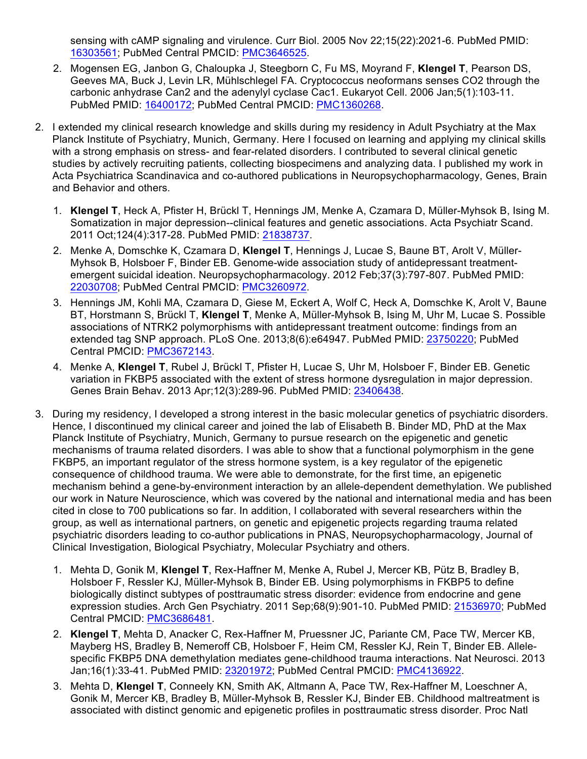sensing with cAMP signaling and virulence. Curr Biol. 2005 Nov 22;15(22):2021-6. PubMed PMID: 16303561; PubMed Central PMCID: PMC3646525.

2. Mogensen EG, Janbon G, Chaloupka J, Steegborn C, Fu MS, Moyrand F, **Klengel T**, Pearson DS, Geeves MA, Buck J, Levin LR, Mühlschlegel FA. Cryptococcus neoformans senses CO2 through the carbonic anhydrase Can2 and the adenylyl cyclase Cac1. Eukaryot Cell. 2006 Jan;5(1):103-11. PubMed PMID: 16400172; PubMed Central PMCID: PMC1360268.

2. I extended my clinical research knowledge and skills during my residency in Adult Psychiatry at the Max Planck Institute of Psychiatry, Munich, Germany. Here I focused on learning and applying my clinical skills with a strong emphasis on stress- and fear-related disorders. I contributed to several clinical genetic studies by actively recruiting patients, collecting biospecimens and analyzing data. I published my work in Acta Psychiatrica Scandinavica and co-authored publications in Neuropsychopharmacology, Genes, Brain and Behavior and others.

   1. **Klengel T**, Heck A, Pfister H, Brückl T, Hennings JM, Menke A, Czamara D, Müller-Myhsok B, Ising M. Somatization in major depression--clinical features and genetic associations. Acta Psychiatr Scand. 2011 Oct;124(4):317-28. PubMed PMID: 21838737.
   2. Menke A, Domschke K, Czamara D, **Klengel T**, Hennings J, Lucae S, Baune BT, Arolt V, Müller-Myhsok B, Holsboer F, Binder EB. Genome-wide association study of antidepressant treatment-emergent suicidal ideation. Neuropsychopharmacology. 2012 Feb;37(3):797-807. PubMed PMID: 22030708; PubMed Central PMCID: PMC3260972.
   3. Hennings JM, Kohli MA, Czamara D, Giese M, Eckert A, Wolf C, Heck A, Domschke K, Arolt V, Baune BT, Horstmann S, Brückl T, **Klengel T**, Menke A, Müller-Myhsok B, Ising M, Uhr M, Lucae S. Possible associations of NTRK2 polymorphisms with antidepressant treatment outcome: findings from an extended tag SNP approach. PLoS One. 2013;8(6):e64947. PubMed PMID: 23750220; PubMed Central PMCID: PMC3672143.
   4. Menke A, **Klengel T**, Rubel J, Brückl T, Pfister H, Lucae S, Uhr M, Holsboer F, Binder EB. Genetic variation in FKBP5 associated with the extent of stress hormone dysregulation in major depression. Genes Brain Behav. 2013 Apr;12(3):289-96. PubMed PMID: 23406438.

3. During my residency, I developed a strong interest in the basic molecular genetics of psychiatric disorders. Hence, I discontinued my clinical career and joined the lab of Elisabeth B. Binder MD, PhD at the Max Planck Institute of Psychiatry, Munich, Germany to pursue research on the epigenetic and genetic mechanisms of trauma related disorders. I was able to show that a functional polymorphism in the gene FKBP5, an important regulator of the stress hormone system, is a key regulator of the epigenetic consequence of childhood trauma. We were able to demonstrate, for the first time, an epigenetic mechanism behind a gene-by-environment interaction by an allele-dependent demethylation. We published our work in Nature Neuroscience, which was covered by the national and international media and has been cited in close to 700 publications so far. In addition, I collaborated with several researchers within the group, as well as international partners, on genetic and epigenetic projects regarding trauma related psychiatric disorders leading to co-author publications in PNAS, Neuropsychopharmacology, Journal of Clinical Investigation, Biological Psychiatry, Molecular Psychiatry and others.

   1. Mehta D, Gonik M, **Klengel T**, Rex-Haffner M, Menke A, Rubel J, Mercer KB, Pütz B, Bradley B, Holsboer F, Ressler KJ, Müller-Myhsok B, Binder EB. Using polymorphisms in FKBP5 to define biologically distinct subtypes of posttraumatic stress disorder: evidence from endocrine and gene expression studies. Arch Gen Psychiatry. 2011 Sep;68(9):901-10. PubMed PMID: 21536970; PubMed Central PMCID: PMC3686481.
   2. **Klengel T**, Mehta D, Anacker C, Rex-Haffner M, Pruessner JC, Pariante CM, Pace TW, Mercer KB, Mayberg HS, Bradley B, Nemeroff CB, Holsboer F, Heim CM, Ressler KJ, Rein T, Binder EB. Allele-specific FKBP5 DNA demethylation mediates gene-childhood trauma interactions. Nat Neurosci. 2013 Jan;16(1):33-41. PubMed PMID: 23201972; PubMed Central PMCID: PMC4136922.
   3. Mehta D, **Klengel T**, Conneely KN, Smith AK, Altmann A, Pace TW, Rex-Haffner M, Loeschner A, Gonik M, Mercer KB, Bradley B, Müller-Myhsok B, Ressler KJ, Binder EB. Childhood maltreatment is associated with distinct genomic and epigenetic profiles in posttraumatic stress disorder. Proc Natl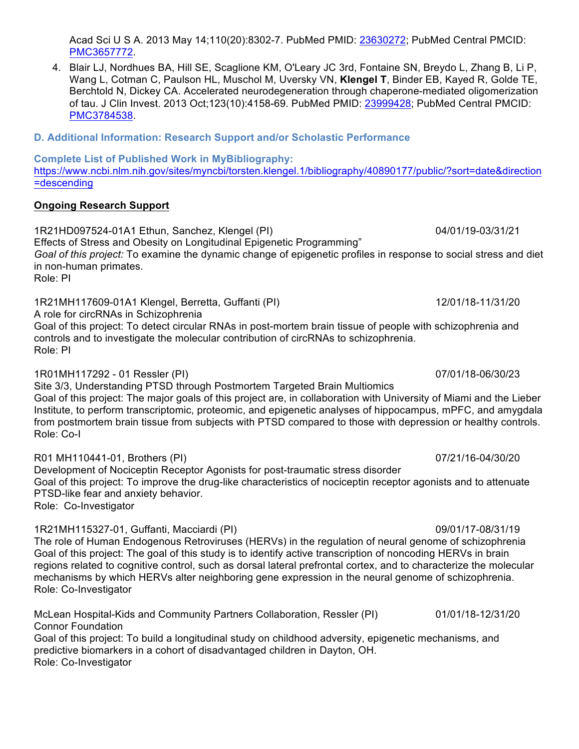Acad Sci U S A. 2013 May 14;110(20):8302-7. PubMed PMID: [23630272](https://www.ncbi.nlm.nih.gov/pubmed/23630272); PubMed Central PMCID: [PMC3657772](https://www.ncbi.nlm.nih.gov/pmc/articles/PMC3657772).

4. Blair LJ, Nordhues BA, Hill SE, Scaglione KM, O'Leary JC 3rd, Fontaine SN, Breydo L, Zhang B, Li P, Wang L, Cotman C, Paulson HL, Muschol M, Uversky VN, **Klengel T**, Binder EB, Kayed R, Golde TE, Berchtold N, Dickey CA. Accelerated neurodegeneration through chaperone-mediated oligomerization of tau. J Clin Invest. 2013 Oct;123(10):4158-69. PubMed PMID: [23999428](https://www.ncbi.nlm.nih.gov/pubmed/23999428); PubMed Central PMCID: [PMC3784538](https://www.ncbi.nlm.nih.gov/pmc/articles/PMC3784538).

### D. Additional Information: Research Support and/or Scholastic Performance

**Complete List of Published Work in MyBibliography:**
https://www.ncbi.nlm.nih.gov/sites/myncbi/torsten.klengel.1/bibliography/40890177/public/?sort=date&direction=descending

**Ongoing Research Support**

1R21HD097524-01A1 Ethun, Sanchez, Klengel (PI) 04/01/19-03/31/21
Effects of Stress and Obesity on Longitudinal Epigenetic Programming"
*Goal of this project:* To examine the dynamic change of epigenetic profiles in response to social stress and diet in non-human primates.
Role: PI

1R21MH117609-01A1 Klengel, Berretta, Guffanti (PI) 12/01/18-11/31/20
A role for circRNAs in Schizophrenia
Goal of this project: To detect circular RNAs in post-mortem brain tissue of people with schizophrenia and controls and to investigate the molecular contribution of circRNAs to schizophrenia.
Role: PI

1R01MH117292 - 01 Ressler (PI) 07/01/18-06/30/23
Site 3/3, Understanding PTSD through Postmortem Targeted Brain Multiomics
Goal of this project: The major goals of this project are, in collaboration with University of Miami and the Lieber Institute, to perform transcriptomic, proteomic, and epigenetic analyses of hippocampus, mPFC, and amygdala from postmortem brain tissue from subjects with PTSD compared to those with depression or healthy controls.
Role: Co-I

R01 MH110441-01, Brothers (PI) 07/21/16-04/30/20
Development of Nociceptin Receptor Agonists for post-traumatic stress disorder
Goal of this project: To improve the drug-like characteristics of nociceptin receptor agonists and to attenuate PTSD-like fear and anxiety behavior.
Role: Co-Investigator

1R21MH115327-01, Guffanti, Macciardi (PI) 09/01/17-08/31/19
The role of Human Endogenous Retroviruses (HERVs) in the regulation of neural genome of schizophrenia
Goal of this project: The goal of this study is to identify active transcription of noncoding HERVs in brain regions related to cognitive control, such as dorsal lateral prefrontal cortex, and to characterize the molecular mechanisms by which HERVs alter neighboring gene expression in the neural genome of schizophrenia.
Role: Co-Investigator

McLean Hospital-Kids and Community Partners Collaboration, Ressler (PI) 01/01/18-12/31/20
Connor Foundation
Goal of this project: To build a longitudinal study on childhood adversity, epigenetic mechanisms, and predictive biomarkers in a cohort of disadvantaged children in Dayton, OH.
Role: Co-Investigator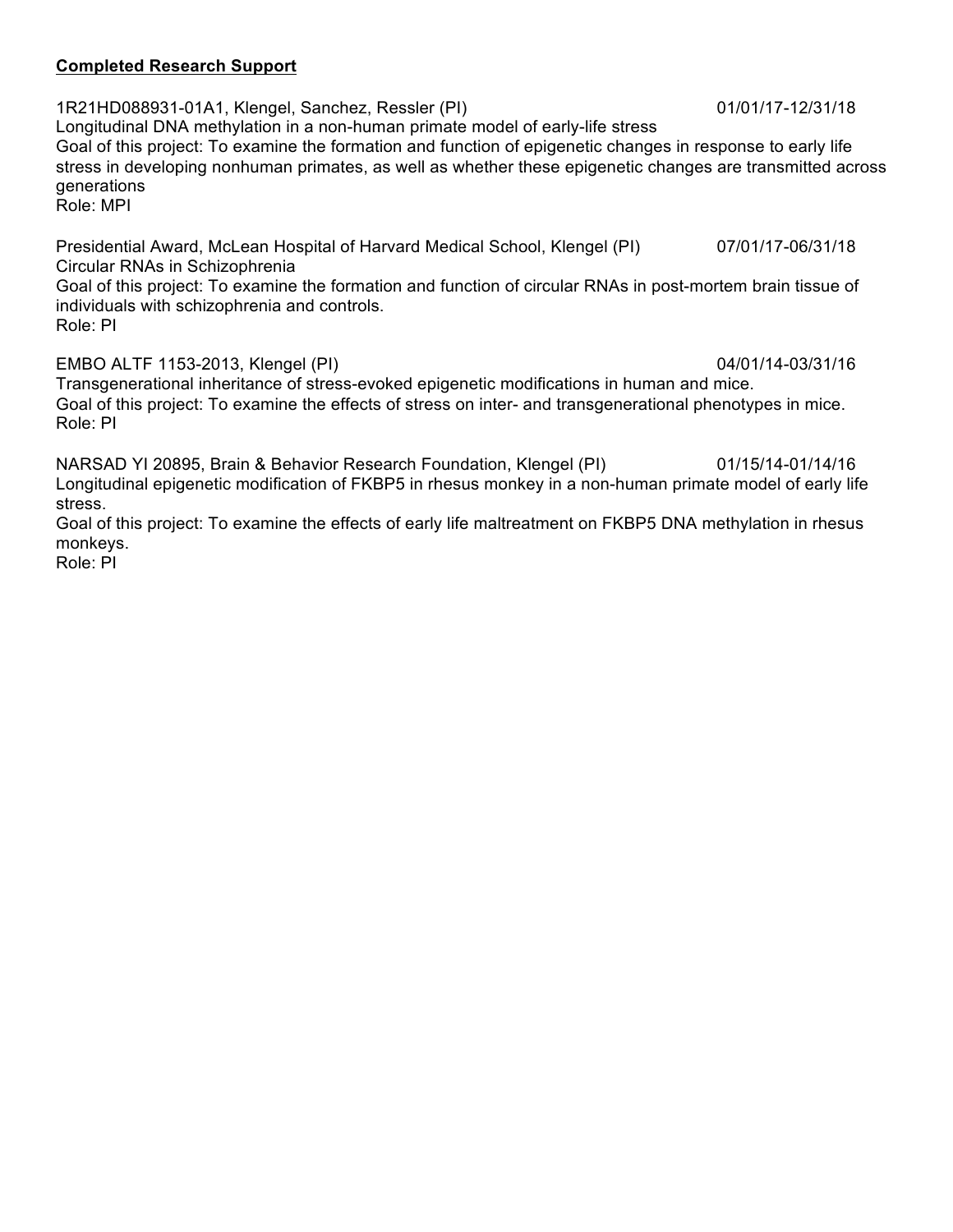**Completed Research Support**

1R21HD088931-01A1, Klengel, Sanchez, Ressler (PI) 01/01/17-12/31/18
Longitudinal DNA methylation in a non-human primate model of early-life stress
Goal of this project: To examine the formation and function of epigenetic changes in response to early life stress in developing nonhuman primates, as well as whether these epigenetic changes are transmitted across generations
Role: MPI

Presidential Award, McLean Hospital of Harvard Medical School, Klengel (PI) 07/01/17-06/31/18
Circular RNAs in Schizophrenia
Goal of this project: To examine the formation and function of circular RNAs in post-mortem brain tissue of individuals with schizophrenia and controls.
Role: PI

EMBO ALTF 1153-2013, Klengel (PI) 04/01/14-03/31/16
Transgenerational inheritance of stress-evoked epigenetic modifications in human and mice.
Goal of this project: To examine the effects of stress on inter- and transgenerational phenotypes in mice.
Role: PI

NARSAD YI 20895, Brain & Behavior Research Foundation, Klengel (PI) 01/15/14-01/14/16
Longitudinal epigenetic modification of FKBP5 in rhesus monkey in a non-human primate model of early life stress.
Goal of this project: To examine the effects of early life maltreatment on FKBP5 DNA methylation in rhesus monkeys.
Role: PI